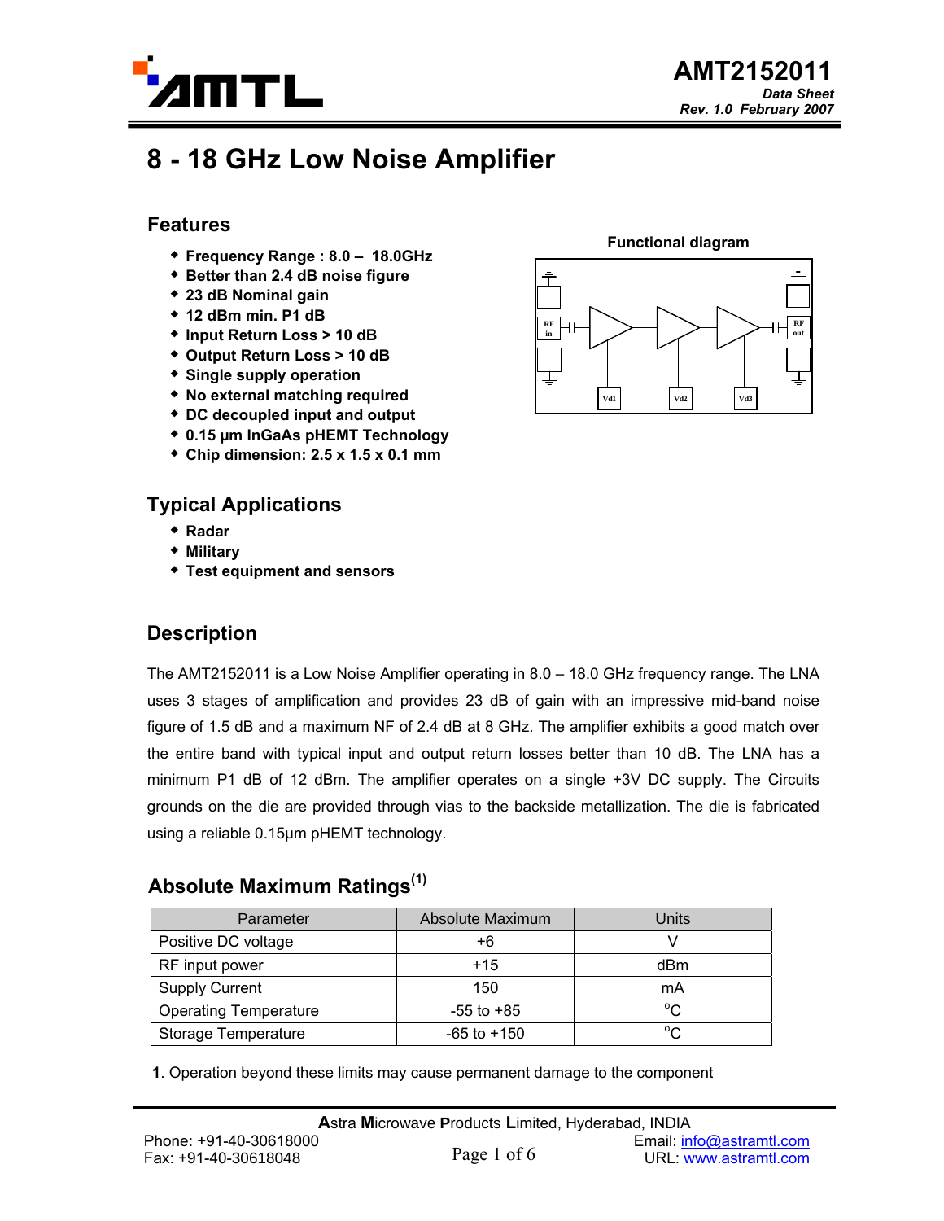AMT2152011

*Data Sheet*
*Rev. 1.0 February 2007*

# 8 - 18 GHz Low Noise Amplifier

## Features

- **Frequency Range : 8.0 – 18.0GHz**
- **Better than 2.4 dB noise figure**
- **23 dB Nominal gain**
- **12 dBm min. P1 dB**
- **Input Return Loss > 10 dB**
- **Output Return Loss > 10 dB**
- **Single supply operation**
- **No external matching required**
- **DC decoupled input and output**
- **0.15 µm InGaAs pHEMT Technology**
- **Chip dimension: 2.5 x 1.5 x 0.1 mm**

**Functional diagram**

RF in, RF out, Vd1, Vd2, Vd3

## Typical Applications

- **Radar**
- **Military**
- **Test equipment and sensors**

## Description

The AMT2152011 is a Low Noise Amplifier operating in 8.0 – 18.0 GHz frequency range. The LNA uses 3 stages of amplification and provides 23 dB of gain with an impressive mid-band noise figure of 1.5 dB and a maximum NF of 2.4 dB at 8 GHz. The amplifier exhibits a good match over the entire band with typical input and output return losses better than 10 dB. The LNA has a minimum P1 dB of 12 dBm. The amplifier operates on a single +3V DC supply. The Circuits grounds on the die are provided through vias to the backside metallization. The die is fabricated using a reliable 0.15µm pHEMT technology.

## Absolute Maximum Ratings[1]

| Parameter | Absolute Maximum | Units |
|---|---|---|
| Positive DC voltage | +6 | V |
| RF input power | +15 | dBm |
| Supply Current | 150 | mA |
| Operating Temperature | -55 to +85 | °C |
| Storage Temperature | -65 to +150 | °C |

**1**. Operation beyond these limits may cause permanent damage to the component

**A**stra **M**icrowave **P**roducts **L**imited, Hyderabad, INDIA
Phone: +91-40-30618000
Fax: +91-40-30618048
Email: info@astramtl.com
URL: www.astramtl.com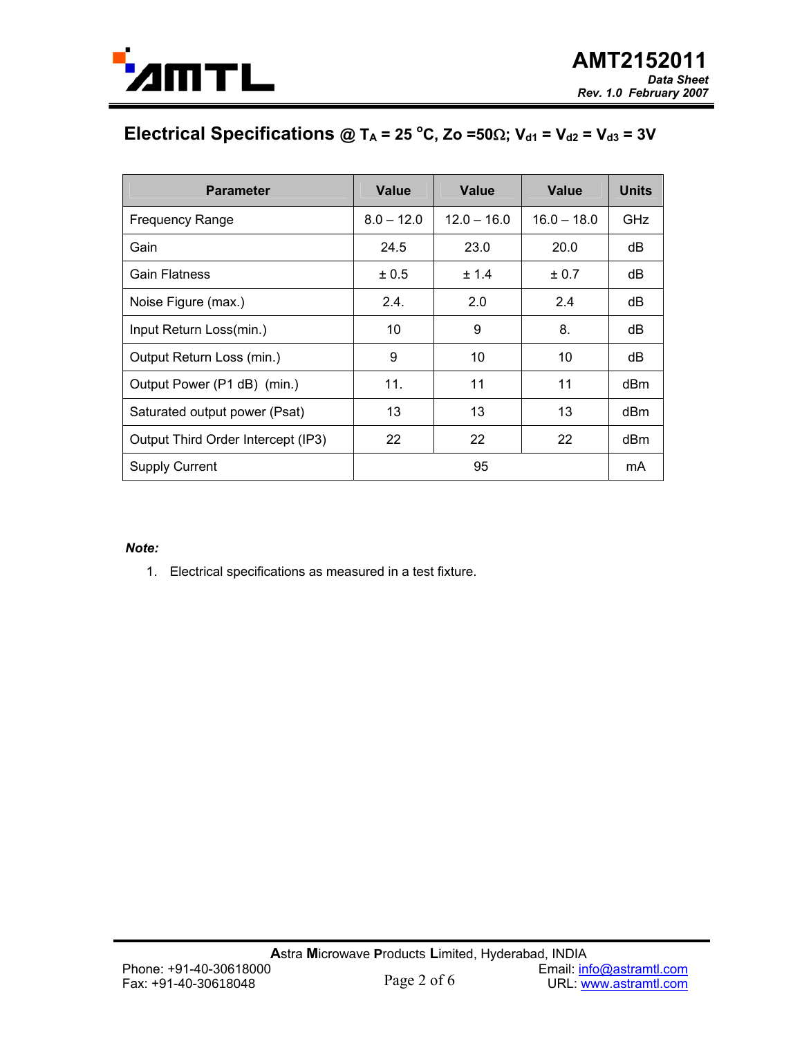## Electrical Specifications @ $T_A$ = 25 °C, Zo =50Ω; $V_{d1}$ = $V_{d2}$ = $V_{d3}$ = 3V

| Parameter | Value | Value | Value | Units |
|---|---|---|---|---|
| Frequency Range | 8.0 – 12.0 | 12.0 – 16.0 | 16.0 – 18.0 | GHz |
| Gain | 24.5 | 23.0 | 20.0 | dB |
| Gain Flatness | ± 0.5 | ± 1.4 | ± 0.7 | dB |
| Noise Figure (max.) | 2.4. | 2.0 | 2.4 | dB |
| Input Return Loss(min.) | 10 | 9 | 8. | dB |
| Output Return Loss (min.) | 9 | 10 | 10 | dB |
| Output Power (P1 dB) (min.) | 11. | 11 | 11 | dBm |
| Saturated output power (Psat) | 13 | 13 | 13 | dBm |
| Output Third Order Intercept (IP3) | 22 | 22 | 22 | dBm |
| Supply Current | 95 | | | mA |

***Note:***

1. Electrical specifications as measured in a test fixture.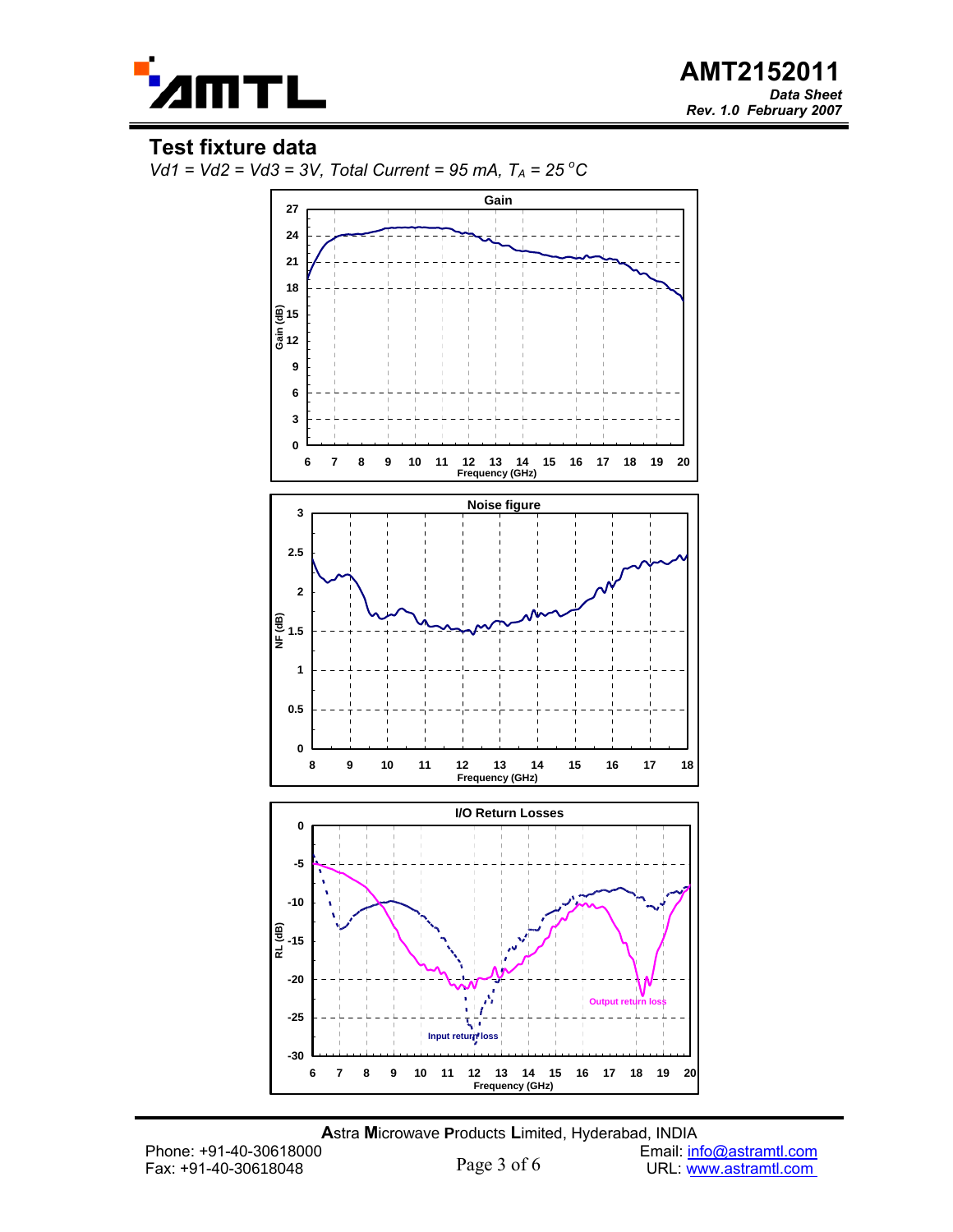## Test fixture data

*Vd1 = Vd2 = Vd3 = 3V, Total Current = 95 mA, $T_A$ = 25 °C*

**Gain**

Gain (dB) vs Frequency (GHz)

**Noise figure**

NF (dB) vs Frequency (GHz)

**I/O Return Losses**

RL (dB) vs Frequency (GHz)

Input return loss

Output return loss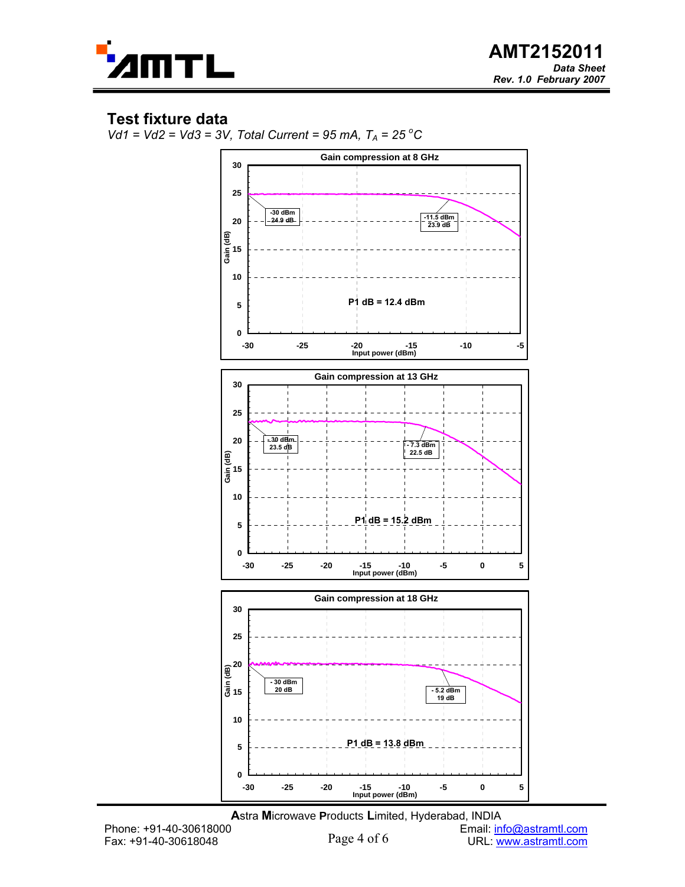## Test fixture data

*Vd1 = Vd2 = Vd3 = 3V, Total Current = 95 mA, $T_A$ = 25 °C*

**Gain compression at 8 GHz**

- -30 dBm, 24.9 dB
- -11.5 dBm, 23.9 dB
- P1 dB = 12.4 dBm

Gain (dB) vs. Input power (dBm)

**Gain compression at 13 GHz**

- -30 dBm, 23.5 dB
- -7.3 dBm, 22.5 dB
- P1 dB = 15.2 dBm

Gain (dB) vs. Input power (dBm)

**Gain compression at 18 GHz**

- -30 dBm, 20 dB
- -5.2 dBm, 19 dB
- P1 dB = 13.8 dBm

Gain (dB) vs. Input power (dBm)

**A**stra **M**icrowave **P**roducts **L**imited, Hyderabad, INDIA

Phone: +91-40-30618000
Fax: +91-40-30618048

Email: info@astramtl.com
URL: www.astramtl.com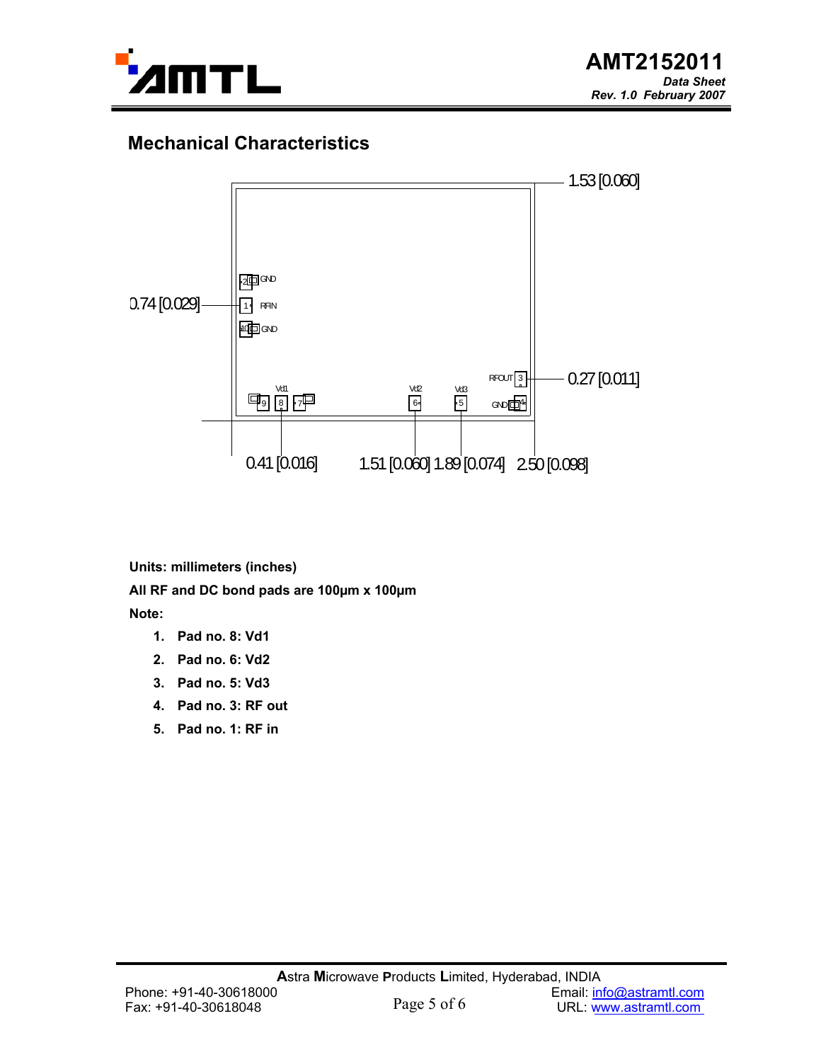## Mechanical Characteristics

**Units: millimeters (inches)**

**All RF and DC bond pads are 100µm x 100µm**

**Note:**

1. **Pad no. 8: Vd1**
2. **Pad no. 6: Vd2**
3. **Pad no. 5: Vd3**
4. **Pad no. 3: RF out**
5. **Pad no. 1: RF in**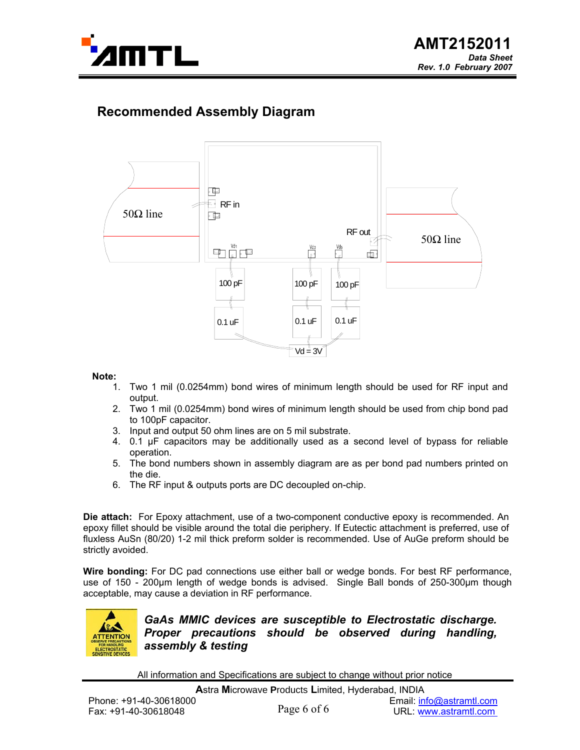## Recommended Assembly Diagram

50Ω line

RF in

RF out

50Ω line

Vd1

Vd2

Vd3

100 pF

100 pF

100 pF

0.1 uF

0.1 uF

0.1 uF

Vd = 3V

**Note:**

1. Two 1 mil (0.0254mm) bond wires of minimum length should be used for RF input and output.
2. Two 1 mil (0.0254mm) bond wires of minimum length should be used from chip bond pad to 100pF capacitor.
3. Input and output 50 ohm lines are on 5 mil substrate.
4. 0.1 μF capacitors may be additionally used as a second level of bypass for reliable operation.
5. The bond numbers shown in assembly diagram are as per bond pad numbers printed on the die.
6. The RF input & outputs ports are DC decoupled on-chip.

**Die attach:** For Epoxy attachment, use of a two-component conductive epoxy is recommended. An epoxy fillet should be visible around the total die periphery. If Eutectic attachment is preferred, use of fluxless AuSn (80/20) 1-2 mil thick preform solder is recommended. Use of AuGe preform should be strictly avoided.

**Wire bonding:** For DC pad connections use either ball or wedge bonds. For best RF performance, use of 150 - 200μm length of wedge bonds is advised. Single Ball bonds of 250-300μm though acceptable, may cause a deviation in RF performance.

ATTENTION
OBSERVE PRECAUTIONS FOR HANDLING ELECTROSTATIC SENSITIVE DEVICES

***GaAs MMIC devices are susceptible to Electrostatic discharge. Proper precautions should be observed during handling, assembly & testing***

All information and Specifications are subject to change without prior notice

**A**stra **M**icrowave **P**roducts **L**imited, Hyderabad, INDIA

Phone: +91-40-30618000
Fax: +91-40-30618048

Email: info@astramtl.com
URL: www.astramtl.com